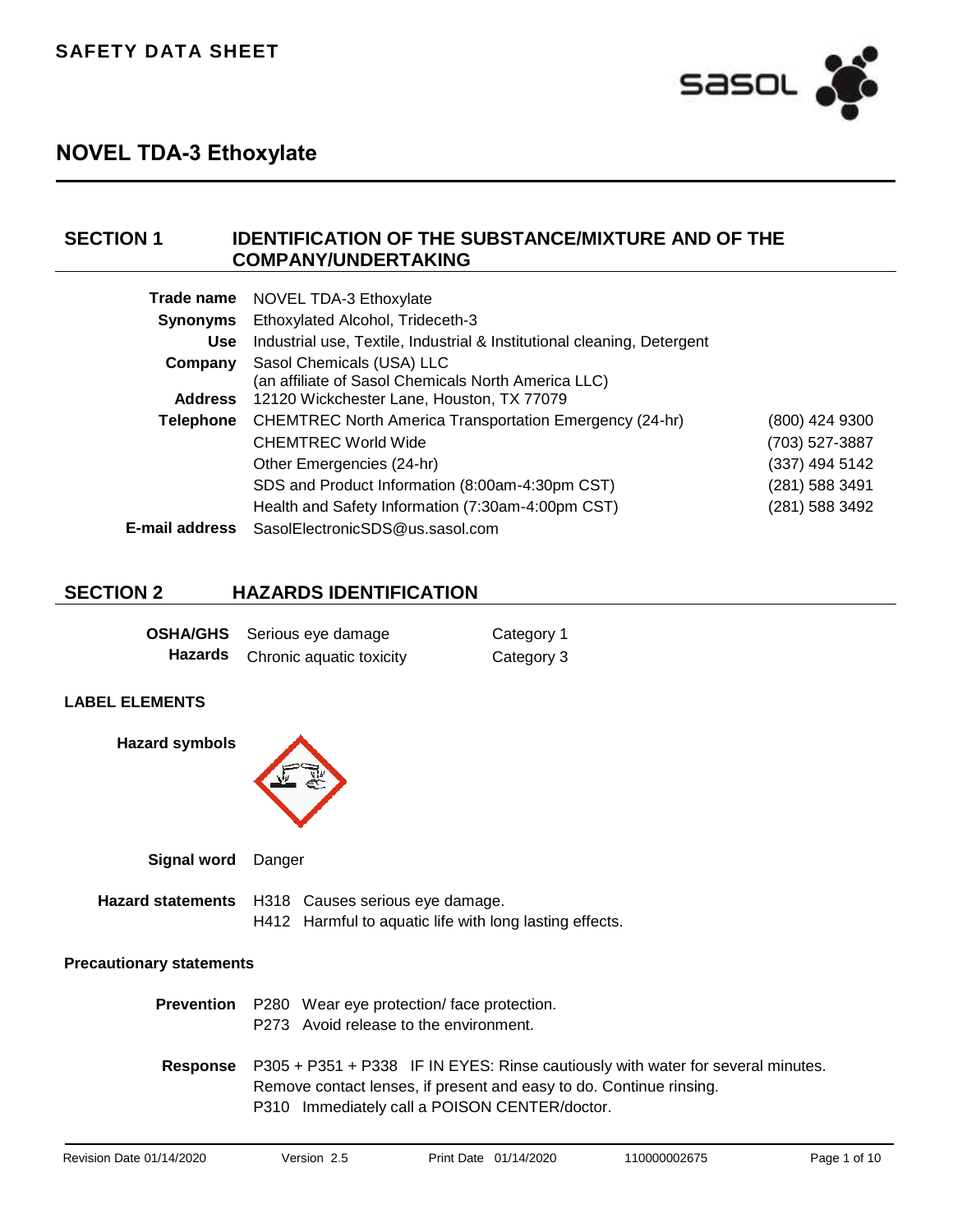**SAFETY DATA SHEET**

# NOVEL TDA-3 Ethoxylate

## SECTION 1 IDENTIFICATION OF THE SUBSTANCE/MIXTURE AND OF THE COMPANY/UNDERTAKING

| | | |
|---|---|---|
| **Trade name** | NOVEL TDA-3 Ethoxylate | |
| **Synonyms** | Ethoxylated Alcohol, Trideceth-3 | |
| **Use** | Industrial use, Textile, Industrial & Institutional cleaning, Detergent | |
| **Company** | Sasol Chemicals (USA) LLC<br>(an affiliate of Sasol Chemicals North America LLC) | |
| **Address** | 12120 Wickchester Lane, Houston, TX 77079 | |
| **Telephone** | CHEMTREC North America Transportation Emergency (24-hr) | (800) 424 9300 |
| | CHEMTREC World Wide | (703) 527-3887 |
| | Other Emergencies (24-hr) | (337) 494 5142 |
| | SDS and Product Information (8:00am-4:30pm CST) | (281) 588 3491 |
| | Health and Safety Information (7:30am-4:00pm CST) | (281) 588 3492 |
| **E-mail address** | SasolElectronicSDS@us.sasol.com | |

## SECTION 2 HAZARDS IDENTIFICATION

| | | |
|---|---|---|
| **OSHA/GHS Hazards** | Serious eye damage | Category 1 |
| | Chronic aquatic toxicity | Category 3 |

### LABEL ELEMENTS

**Hazard symbols**

**Signal word** Danger

**Hazard statements**
H318 Causes serious eye damage.
H412 Harmful to aquatic life with long lasting effects.

### Precautionary statements

**Prevention**
P280 Wear eye protection/ face protection.
P273 Avoid release to the environment.

**Response**
P305 + P351 + P338 IF IN EYES: Rinse cautiously with water for several minutes. Remove contact lenses, if present and easy to do. Continue rinsing.
P310 Immediately call a POISON CENTER/doctor.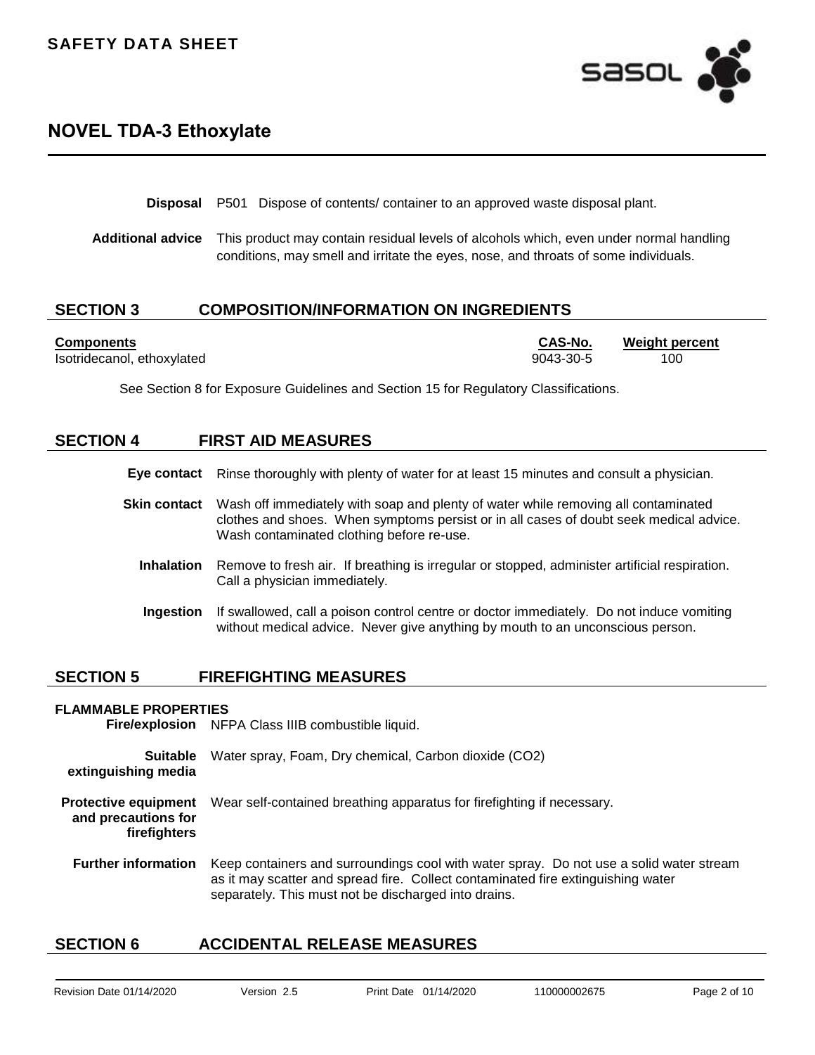**Disposal** P501 Dispose of contents/ container to an approved waste disposal plant.

**Additional advice** This product may contain residual levels of alcohols which, even under normal handling conditions, may smell and irritate the eyes, nose, and throats of some individuals.

## SECTION 3 COMPOSITION/INFORMATION ON INGREDIENTS

| Components | CAS-No. | Weight percent |
| --- | --- | --- |
| Isotridecanol, ethoxylated | 9043-30-5 | 100 |

See Section 8 for Exposure Guidelines and Section 15 for Regulatory Classifications.

## SECTION 4 FIRST AID MEASURES

**Eye contact** Rinse thoroughly with plenty of water for at least 15 minutes and consult a physician.

**Skin contact** Wash off immediately with soap and plenty of water while removing all contaminated clothes and shoes. When symptoms persist or in all cases of doubt seek medical advice. Wash contaminated clothing before re-use.

**Inhalation** Remove to fresh air. If breathing is irregular or stopped, administer artificial respiration. Call a physician immediately.

**Ingestion** If swallowed, call a poison control centre or doctor immediately. Do not induce vomiting without medical advice. Never give anything by mouth to an unconscious person.

## SECTION 5 FIREFIGHTING MEASURES

**FLAMMABLE PROPERTIES**

**Fire/explosion** NFPA Class IIIB combustible liquid.

**Suitable extinguishing media** Water spray, Foam, Dry chemical, Carbon dioxide ($CO_2$)

**Protective equipment and precautions for firefighters** Wear self-contained breathing apparatus for firefighting if necessary.

**Further information** Keep containers and surroundings cool with water spray. Do not use a solid water stream as it may scatter and spread fire. Collect contaminated fire extinguishing water separately. This must not be discharged into drains.

## SECTION 6 ACCIDENTAL RELEASE MEASURES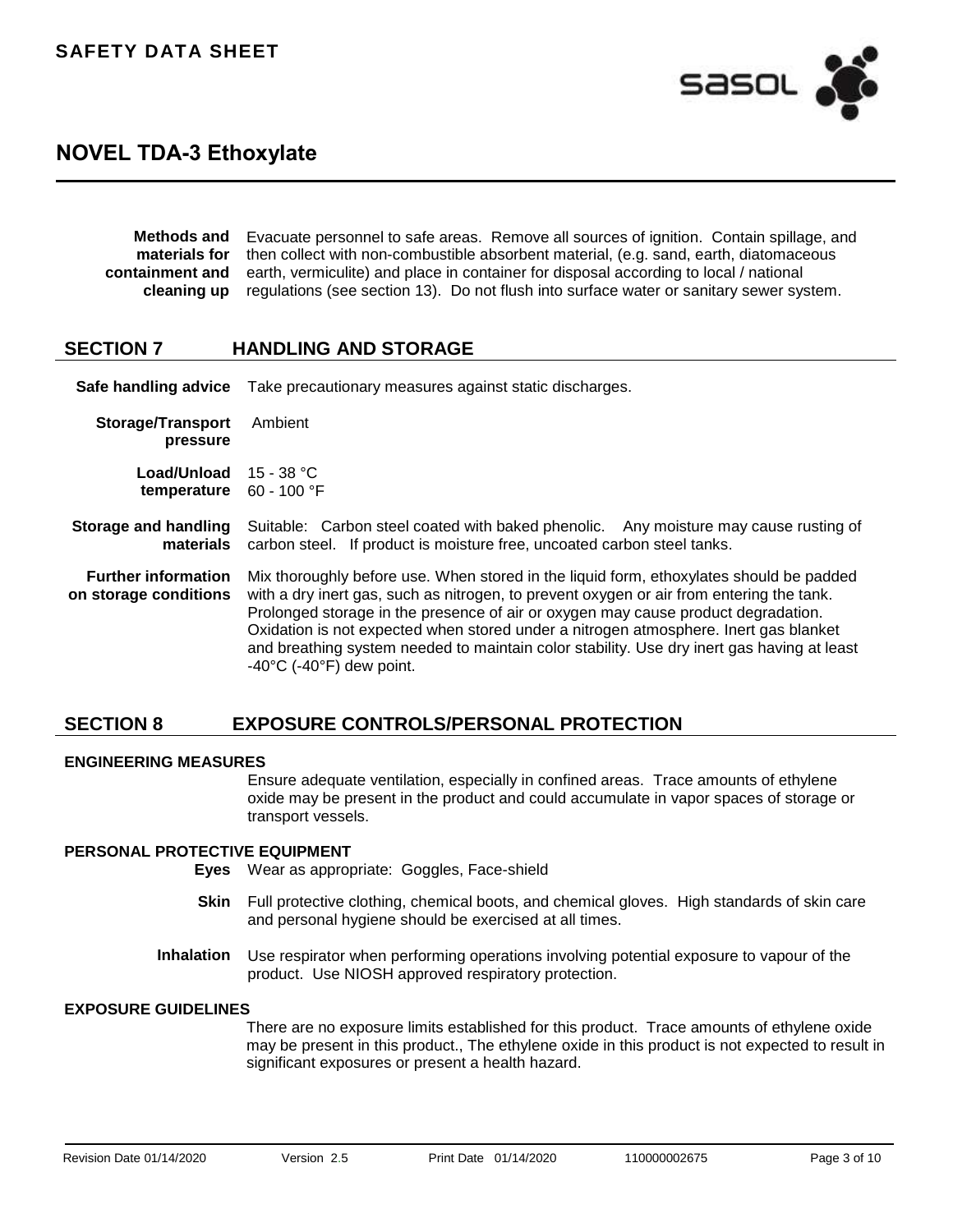**Methods and materials for containment and cleaning up** Evacuate personnel to safe areas. Remove all sources of ignition. Contain spillage, and then collect with non-combustible absorbent material, (e.g. sand, earth, diatomaceous earth, vermiculite) and place in container for disposal according to local / national regulations (see section 13). Do not flush into surface water or sanitary sewer system.

## SECTION 7 HANDLING AND STORAGE

**Safe handling advice** Take precautionary measures against static discharges.

**Storage/Transport pressure** Ambient

**Load/Unload temperature** 15 - 38 °C
60 - 100 °F

**Storage and handling materials** Suitable: Carbon steel coated with baked phenolic. Any moisture may cause rusting of carbon steel. If product is moisture free, uncoated carbon steel tanks.

**Further information on storage conditions** Mix thoroughly before use. When stored in the liquid form, ethoxylates should be padded with a dry inert gas, such as nitrogen, to prevent oxygen or air from entering the tank. Prolonged storage in the presence of air or oxygen may cause product degradation. Oxidation is not expected when stored under a nitrogen atmosphere. Inert gas blanket and breathing system needed to maintain color stability. Use dry inert gas having at least -40°C (-40°F) dew point.

## SECTION 8 EXPOSURE CONTROLS/PERSONAL PROTECTION

### ENGINEERING MEASURES

Ensure adequate ventilation, especially in confined areas. Trace amounts of ethylene oxide may be present in the product and could accumulate in vapor spaces of storage or transport vessels.

### PERSONAL PROTECTIVE EQUIPMENT

**Eyes** Wear as appropriate: Goggles, Face-shield

**Skin** Full protective clothing, chemical boots, and chemical gloves. High standards of skin care and personal hygiene should be exercised at all times.

**Inhalation** Use respirator when performing operations involving potential exposure to vapour of the product. Use NIOSH approved respiratory protection.

### EXPOSURE GUIDELINES

There are no exposure limits established for this product. Trace amounts of ethylene oxide may be present in this product., The ethylene oxide in this product is not expected to result in significant exposures or present a health hazard.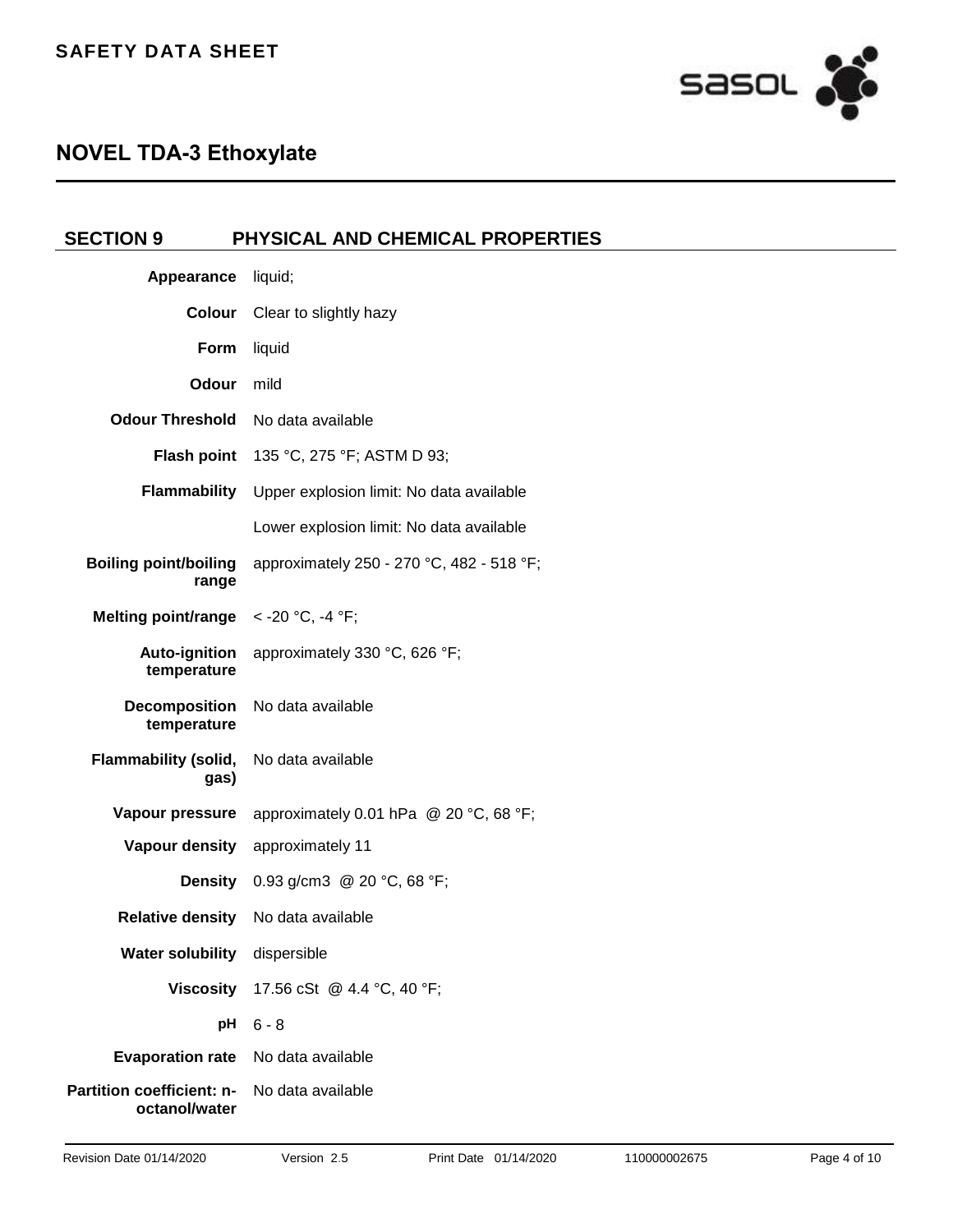## SECTION 9 PHYSICAL AND CHEMICAL PROPERTIES

| Property | Value |
| --- | --- |
| **Appearance** | liquid; |
| **Colour** | Clear to slightly hazy |
| **Form** | liquid |
| **Odour** | mild |
| **Odour Threshold** | No data available |
| **Flash point** | 135 °C, 275 °F; ASTM D 93; |
| **Flammability** | Upper explosion limit: No data available |
| | Lower explosion limit: No data available |
| **Boiling point/boiling range** | approximately 250 - 270 °C, 482 - 518 °F; |
| **Melting point/range** | < -20 °C, -4 °F; |
| **Auto-ignition temperature** | approximately 330 °C, 626 °F; |
| **Decomposition temperature** | No data available |
| **Flammability (solid, gas)** | No data available |
| **Vapour pressure** | approximately 0.01 hPa @ 20 °C, 68 °F; |
| **Vapour density** | approximately 11 |
| **Density** | 0.93 g/cm3 @ 20 °C, 68 °F; |
| **Relative density** | No data available |
| **Water solubility** | dispersible |
| **Viscosity** | 17.56 cSt @ 4.4 °C, 40 °F; |
| **pH** | 6 - 8 |
| **Evaporation rate** | No data available |
| **Partition coefficient: n-octanol/water** | No data available |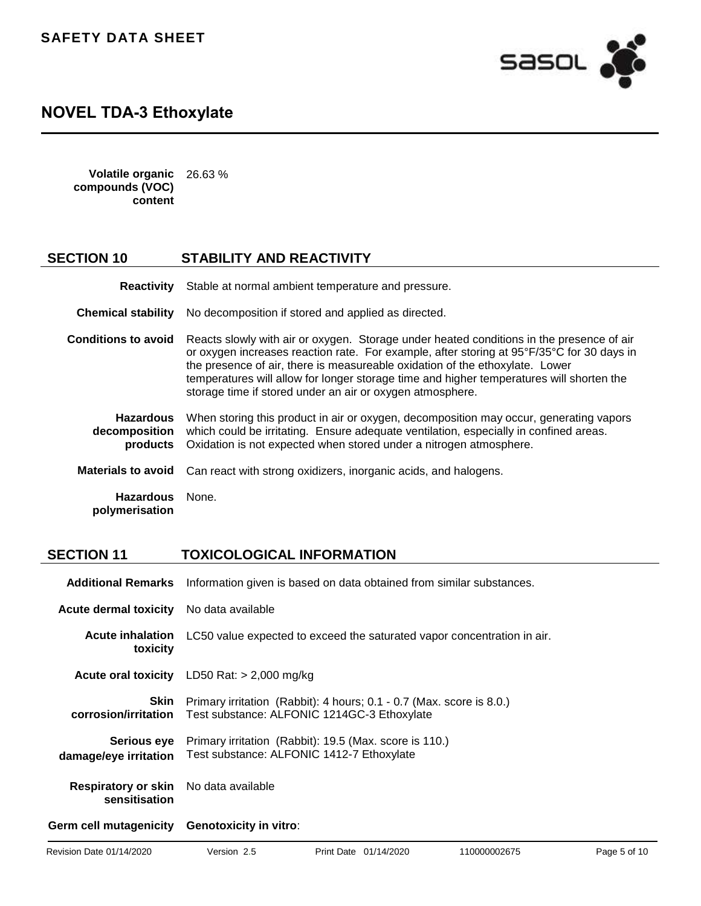| | |
|---|---|
| **Volatile organic compounds (VOC) content** | 26.63 % |

## SECTION 10 STABILITY AND REACTIVITY

| | |
|---|---|
| **Reactivity** | Stable at normal ambient temperature and pressure. |
| **Chemical stability** | No decomposition if stored and applied as directed. |
| **Conditions to avoid** | Reacts slowly with air or oxygen. Storage under heated conditions in the presence of air or oxygen increases reaction rate. For example, after storing at 95°F/35°C for 30 days in the presence of air, there is measureable oxidation of the ethoxylate. Lower temperatures will allow for longer storage time and higher temperatures will shorten the storage time if stored under an air or oxygen atmosphere. |
| **Hazardous decomposition products** | When storing this product in air or oxygen, decomposition may occur, generating vapors which could be irritating. Ensure adequate ventilation, especially in confined areas. Oxidation is not expected when stored under a nitrogen atmosphere. |
| **Materials to avoid** | Can react with strong oxidizers, inorganic acids, and halogens. |
| **Hazardous polymerisation** | None. |

## SECTION 11 TOXICOLOGICAL INFORMATION

| | |
|---|---|
| **Additional Remarks** | Information given is based on data obtained from similar substances. |
| **Acute dermal toxicity** | No data available |
| **Acute inhalation toxicity** | LC50 value expected to exceed the saturated vapor concentration in air. |
| **Acute oral toxicity** | LD50 Rat: > 2,000 mg/kg |
| **Skin corrosion/irritation** | Primary irritation (Rabbit): 4 hours; 0.1 - 0.7 (Max. score is 8.0.)<br>Test substance: ALFONIC 1214GC-3 Ethoxylate |
| **Serious eye damage/eye irritation** | Primary irritation (Rabbit): 19.5 (Max. score is 110.)<br>Test substance: ALFONIC 1412-7 Ethoxylate |
| **Respiratory or skin sensitisation** | No data available |
| **Germ cell mutagenicity** | **Genotoxicity in vitro**: |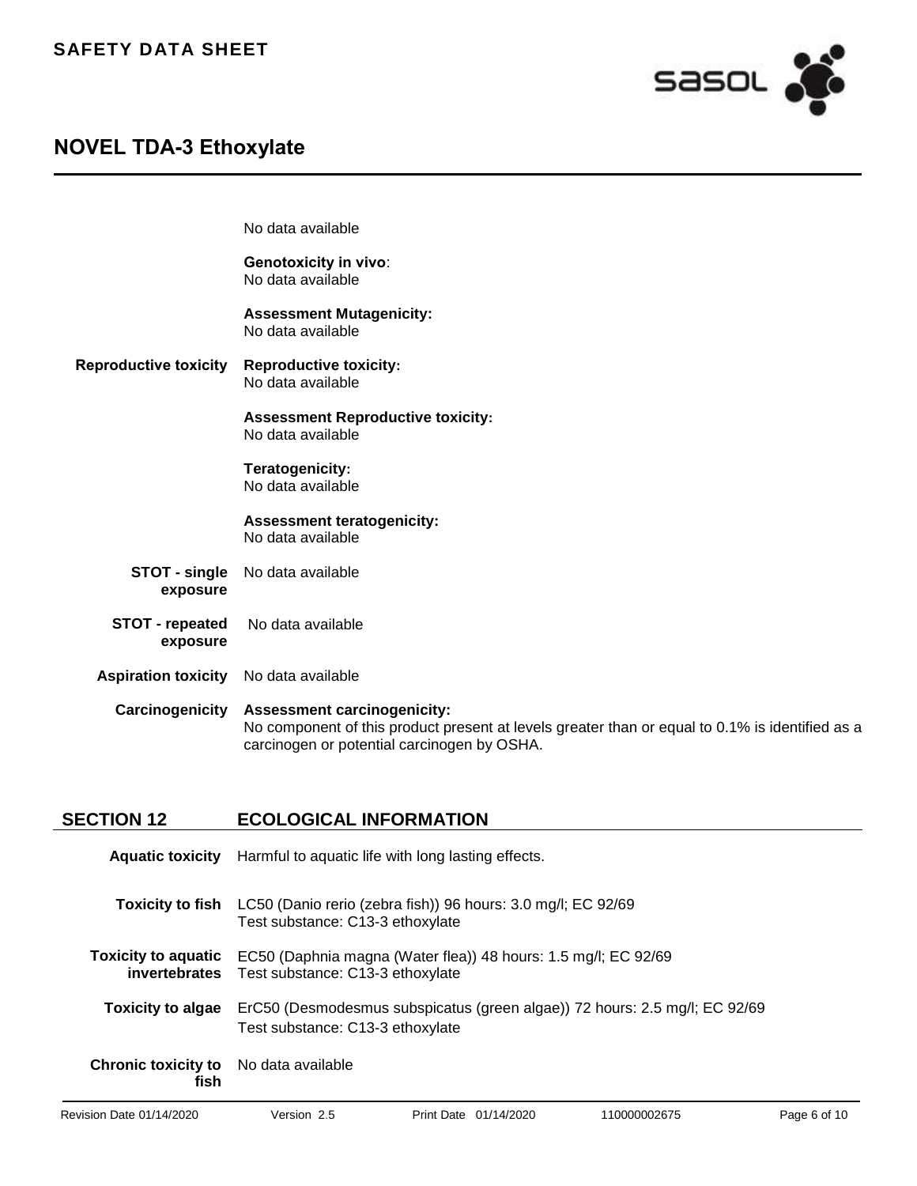No data available

**Genotoxicity in vivo**:
No data available

**Assessment Mutagenicity:**
No data available

**Reproductive toxicity**

**Reproductive toxicity:**
No data available

**Assessment Reproductive toxicity:**
No data available

**Teratogenicity:**
No data available

**Assessment teratogenicity:**
No data available

**STOT - single exposure** No data available

**STOT - repeated exposure** No data available

**Aspiration toxicity** No data available

**Carcinogenicity**

**Assessment carcinogenicity:**
No component of this product present at levels greater than or equal to 0.1% is identified as a carcinogen or potential carcinogen by OSHA.

## SECTION 12 ECOLOGICAL INFORMATION

**Aquatic toxicity** Harmful to aquatic life with long lasting effects.

**Toxicity to fish** LC50 (Danio rerio (zebra fish)) 96 hours: 3.0 mg/l; EC 92/69
Test substance: C13-3 ethoxylate

**Toxicity to aquatic invertebrates** EC50 (Daphnia magna (Water flea)) 48 hours: 1.5 mg/l; EC 92/69
Test substance: C13-3 ethoxylate

**Toxicity to algae** ErC50 (Desmodesmus subspicatus (green algae)) 72 hours: 2.5 mg/l; EC 92/69
Test substance: C13-3 ethoxylate

**Chronic toxicity to fish** No data available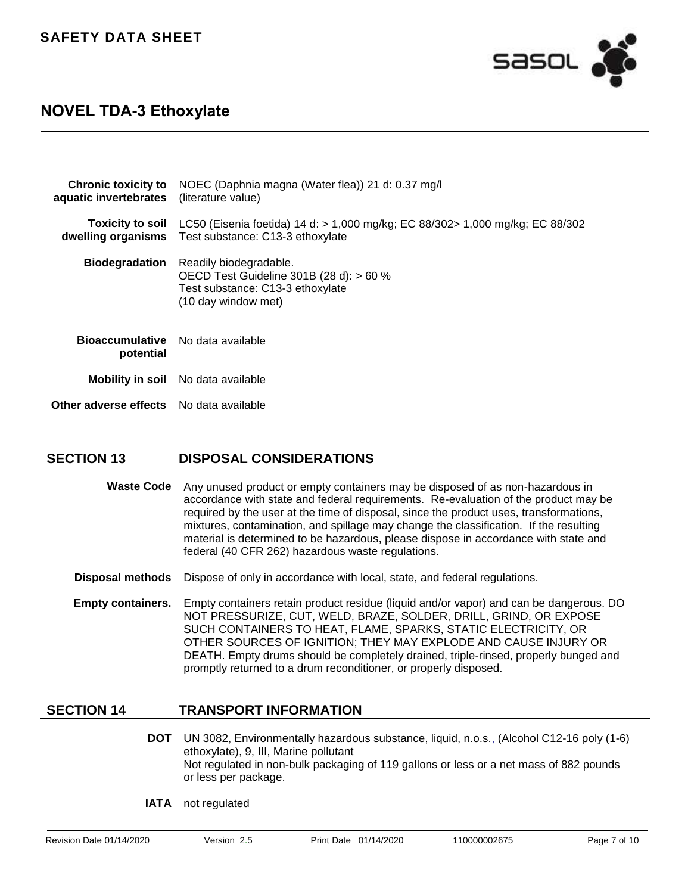| | |
|---|---|
| **Chronic toxicity to aquatic invertebrates** | NOEC (Daphnia magna (Water flea)) 21 d: 0.37 mg/l (literature value) |
| **Toxicity to soil dwelling organisms** | LC50 (Eisenia foetida) 14 d: > 1,000 mg/kg; EC 88/302> 1,000 mg/kg; EC 88/302<br>Test substance: C13-3 ethoxylate |
| **Biodegradation** | Readily biodegradable.<br>OECD Test Guideline 301B (28 d): > 60 %<br>Test substance: C13-3 ethoxylate<br>(10 day window met) |
| **Bioaccumulative potential** | No data available |
| **Mobility in soil** | No data available |
| **Other adverse effects** | No data available |

## SECTION 13 DISPOSAL CONSIDERATIONS

**Waste Code** Any unused product or empty containers may be disposed of as non-hazardous in accordance with state and federal requirements. Re-evaluation of the product may be required by the user at the time of disposal, since the product uses, transformations, mixtures, contamination, and spillage may change the classification. If the resulting material is determined to be hazardous, please dispose in accordance with state and federal (40 CFR 262) hazardous waste regulations.

**Disposal methods** Dispose of only in accordance with local, state, and federal regulations.

**Empty containers.** Empty containers retain product residue (liquid and/or vapor) and can be dangerous. DO NOT PRESSURIZE, CUT, WELD, BRAZE, SOLDER, DRILL, GRIND, OR EXPOSE SUCH CONTAINERS TO HEAT, FLAME, SPARKS, STATIC ELECTRICITY, OR OTHER SOURCES OF IGNITION; THEY MAY EXPLODE AND CAUSE INJURY OR DEATH. Empty drums should be completely drained, triple-rinsed, properly bunged and promptly returned to a drum reconditioner, or properly disposed.

## SECTION 14 TRANSPORT INFORMATION

**DOT** UN 3082, Environmentally hazardous substance, liquid, n.o.s., (Alcohol C12-16 poly (1-6) ethoxylate), 9, III, Marine pollutant
Not regulated in non-bulk packaging of 119 gallons or less or a net mass of 882 pounds or less per package.

**IATA** not regulated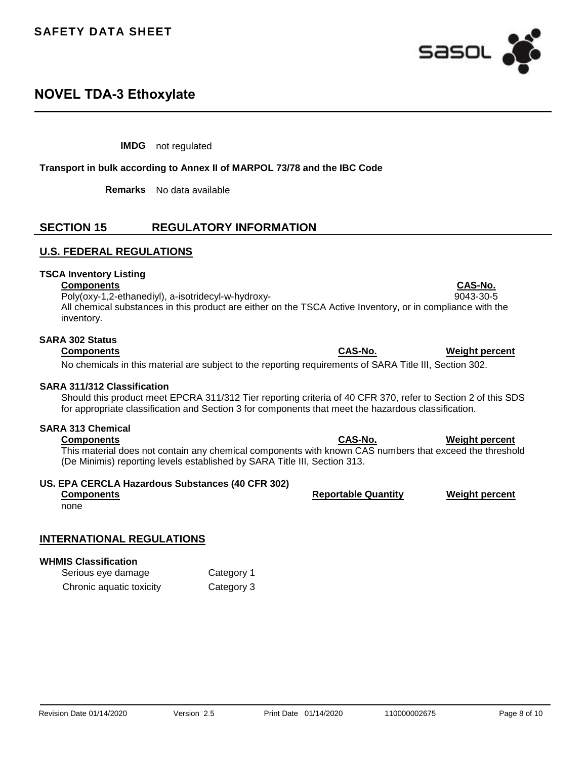**IMDG** not regulated

**Transport in bulk according to Annex II of MARPOL 73/78 and the IBC Code**

**Remarks** No data available

## SECTION 15 REGULATORY INFORMATION

### U.S. FEDERAL REGULATIONS

**TSCA Inventory Listing**

| Components | CAS-No. |
|---|---|
| Poly(oxy-1,2-ethanediyl), a-isotridecyl-w-hydroxy- | 9043-30-5 |

All chemical substances in this product are either on the TSCA Active Inventory, or in compliance with the inventory.

**SARA 302 Status**

| Components | CAS-No. | Weight percent |
|---|---|---|

No chemicals in this material are subject to the reporting requirements of SARA Title III, Section 302.

**SARA 311/312 Classification**

Should this product meet EPCRA 311/312 Tier reporting criteria of 40 CFR 370, refer to Section 2 of this SDS for appropriate classification and Section 3 for components that meet the hazardous classification.

**SARA 313 Chemical**

| Components | CAS-No. | Weight percent |
|---|---|---|

This material does not contain any chemical components with known CAS numbers that exceed the threshold (De Minimis) reporting levels established by SARA Title III, Section 313.

**US. EPA CERCLA Hazardous Substances (40 CFR 302)**

| Components | Reportable Quantity | Weight percent |
|---|---|---|
| none | | |

### INTERNATIONAL REGULATIONS

**WHMIS Classification**

| | |
|---|---|
| Serious eye damage | Category 1 |
| Chronic aquatic toxicity | Category 3 |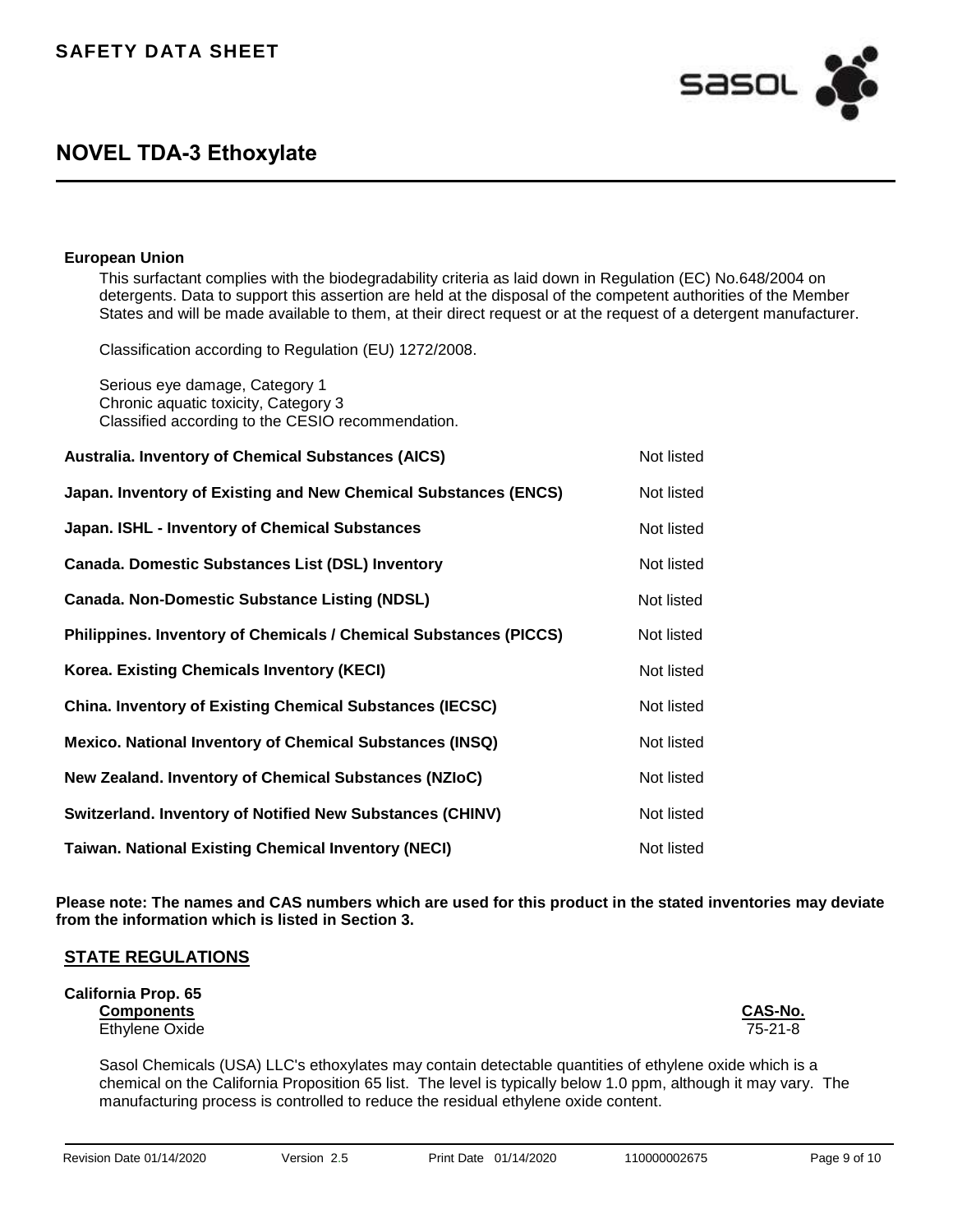**European Union**

This surfactant complies with the biodegradability criteria as laid down in Regulation (EC) No.648/2004 on detergents. Data to support this assertion are held at the disposal of the competent authorities of the Member States and will be made available to them, at their direct request or at the request of a detergent manufacturer.

Classification according to Regulation (EU) 1272/2008.

Serious eye damage, Category 1
Chronic aquatic toxicity, Category 3
Classified according to the CESIO recommendation.

| | |
|---|---|
| **Australia. Inventory of Chemical Substances (AICS)** | Not listed |
| **Japan. Inventory of Existing and New Chemical Substances (ENCS)** | Not listed |
| **Japan. ISHL - Inventory of Chemical Substances** | Not listed |
| **Canada. Domestic Substances List (DSL) Inventory** | Not listed |
| **Canada. Non-Domestic Substance Listing (NDSL)** | Not listed |
| **Philippines. Inventory of Chemicals / Chemical Substances (PICCS)** | Not listed |
| **Korea. Existing Chemicals Inventory (KECI)** | Not listed |
| **China. Inventory of Existing Chemical Substances (IECSC)** | Not listed |
| **Mexico. National Inventory of Chemical Substances (INSQ)** | Not listed |
| **New Zealand. Inventory of Chemical Substances (NZIoC)** | Not listed |
| **Switzerland. Inventory of Notified New Substances (CHINV)** | Not listed |
| **Taiwan. National Existing Chemical Inventory (NECI)** | Not listed |

**Please note: The names and CAS numbers which are used for this product in the stated inventories may deviate from the information which is listed in Section 3.**

## STATE REGULATIONS

**California Prop. 65**

| Components | CAS-No. |
|---|---|
| Ethylene Oxide | 75-21-8 |

Sasol Chemicals (USA) LLC's ethoxylates may contain detectable quantities of ethylene oxide which is a chemical on the California Proposition 65 list. The level is typically below 1.0 ppm, although it may vary. The manufacturing process is controlled to reduce the residual ethylene oxide content.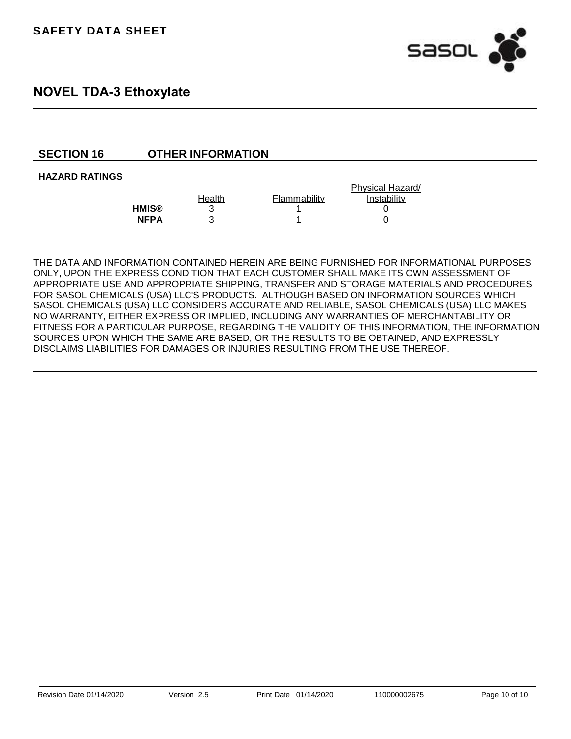## SECTION 16 OTHER INFORMATION

**HAZARD RATINGS**

| | Health | Flammability | Physical Hazard/ Instability |
|---|---|---|---|
| **HMIS®** | 3 | 1 | 0 |
| **NFPA** | 3 | 1 | 0 |

THE DATA AND INFORMATION CONTAINED HEREIN ARE BEING FURNISHED FOR INFORMATIONAL PURPOSES ONLY, UPON THE EXPRESS CONDITION THAT EACH CUSTOMER SHALL MAKE ITS OWN ASSESSMENT OF APPROPRIATE USE AND APPROPRIATE SHIPPING, TRANSFER AND STORAGE MATERIALS AND PROCEDURES FOR SASOL CHEMICALS (USA) LLC'S PRODUCTS. ALTHOUGH BASED ON INFORMATION SOURCES WHICH SASOL CHEMICALS (USA) LLC CONSIDERS ACCURATE AND RELIABLE, SASOL CHEMICALS (USA) LLC MAKES NO WARRANTY, EITHER EXPRESS OR IMPLIED, INCLUDING ANY WARRANTIES OF MERCHANTABILITY OR FITNESS FOR A PARTICULAR PURPOSE, REGARDING THE VALIDITY OF THIS INFORMATION, THE INFORMATION SOURCES UPON WHICH THE SAME ARE BASED, OR THE RESULTS TO BE OBTAINED, AND EXPRESSLY DISCLAIMS LIABILITIES FOR DAMAGES OR INJURIES RESULTING FROM THE USE THEREOF.